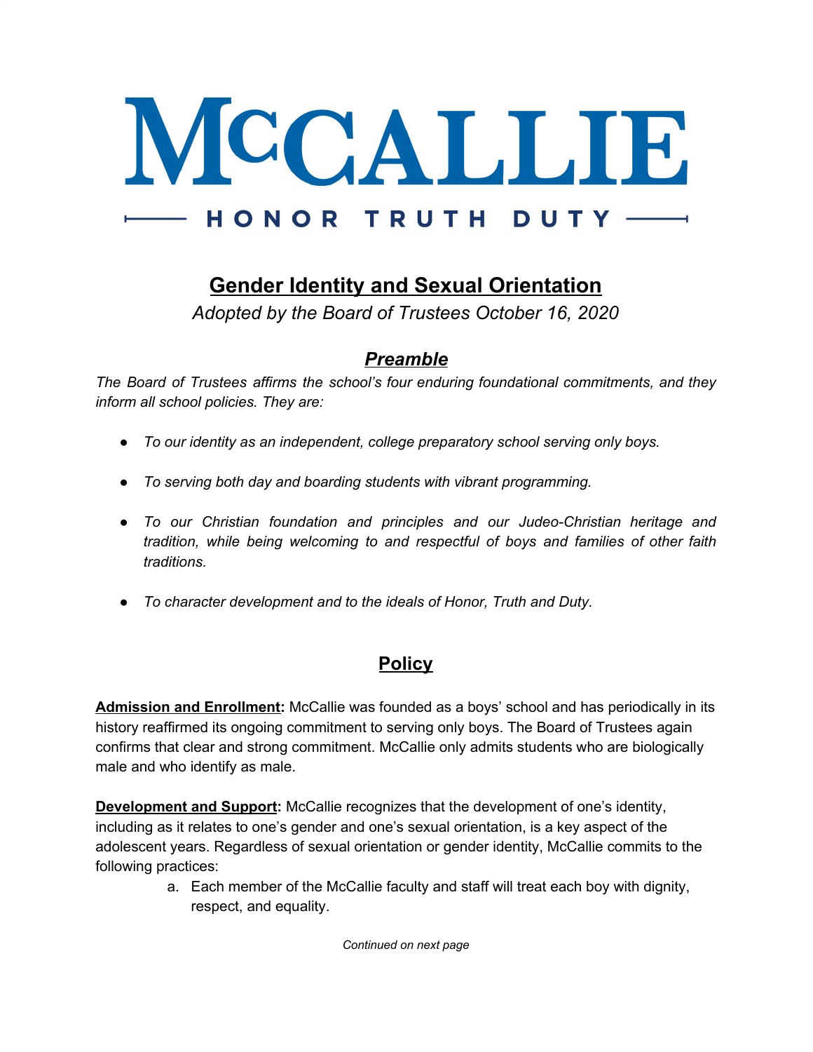# McCALLIE

HONOR TRUTH DUTY

## Gender Identity and Sexual Orientation

*Adopted by the Board of Trustees October 16, 2020*

### *Preamble*

*The Board of Trustees affirms the school's four enduring foundational commitments, and they inform all school policies. They are:*

- *To our identity as an independent, college preparatory school serving only boys.*
- *To serving both day and boarding students with vibrant programming.*
- *To our Christian foundation and principles and our Judeo-Christian heritage and tradition, while being welcoming to and respectful of boys and families of other faith traditions.*
- *To character development and to the ideals of Honor, Truth and Duty.*

### Policy

**Admission and Enrollment:** McCallie was founded as a boys' school and has periodically in its history reaffirmed its ongoing commitment to serving only boys. The Board of Trustees again confirms that clear and strong commitment. McCallie only admits students who are biologically male and who identify as male.

**Development and Support:** McCallie recognizes that the development of one's identity, including as it relates to one's gender and one's sexual orientation, is a key aspect of the adolescent years. Regardless of sexual orientation or gender identity, McCallie commits to the following practices:

a. Each member of the McCallie faculty and staff will treat each boy with dignity, respect, and equality.

*Continued on next page*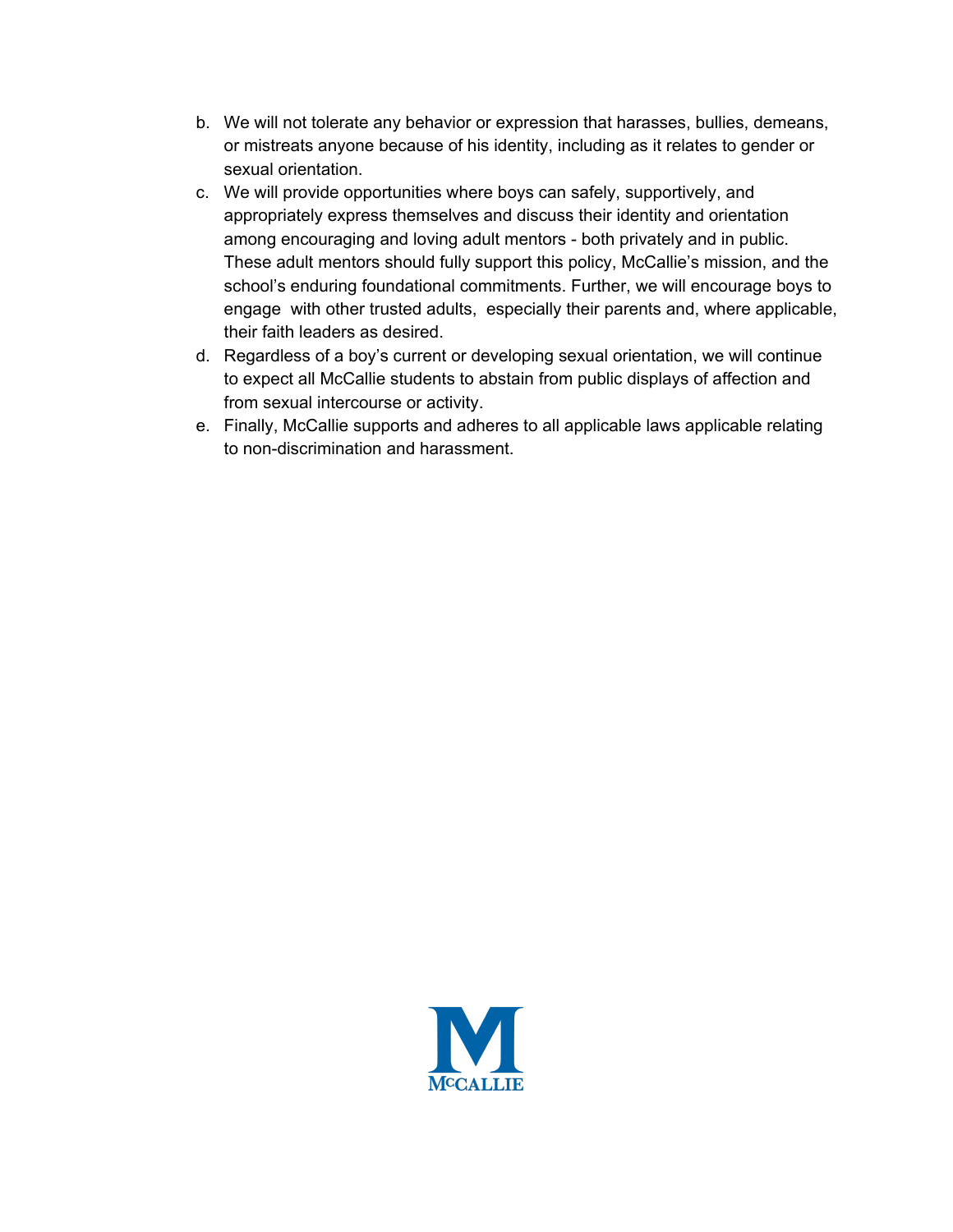b. We will not tolerate any behavior or expression that harasses, bullies, demeans, or mistreats anyone because of his identity, including as it relates to gender or sexual orientation.
c. We will provide opportunities where boys can safely, supportively, and appropriately express themselves and discuss their identity and orientation among encouraging and loving adult mentors - both privately and in public. These adult mentors should fully support this policy, McCallie's mission, and the school's enduring foundational commitments. Further, we will encourage boys to engage with other trusted adults, especially their parents and, where applicable, their faith leaders as desired.
d. Regardless of a boy's current or developing sexual orientation, we will continue to expect all McCallie students to abstain from public displays of affection and from sexual intercourse or activity.
e. Finally, McCallie supports and adheres to all applicable laws applicable relating to non-discrimination and harassment.

M
McCALLIE